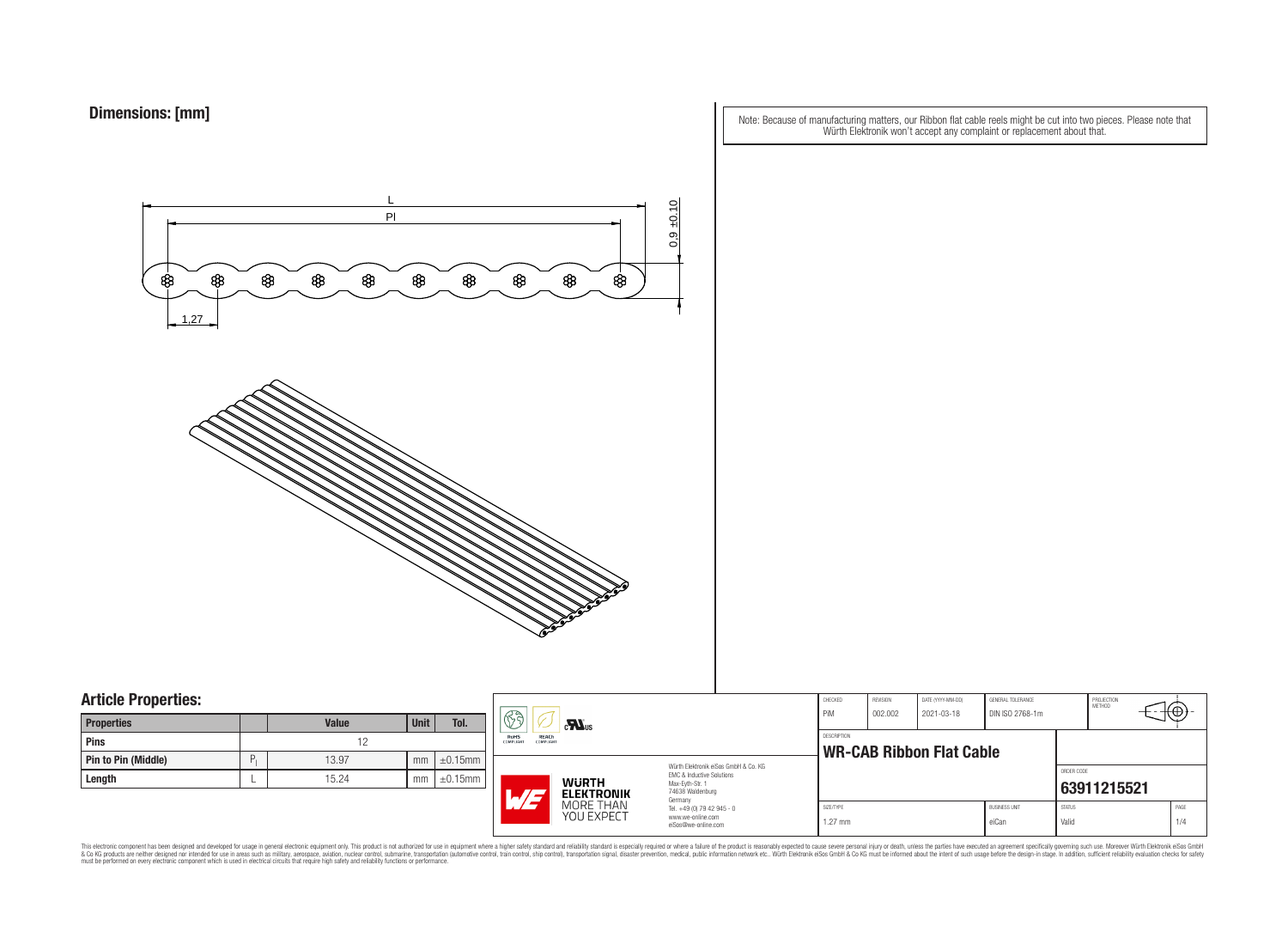## Dimensions: [mm]

Note: Because of manufacturing matters, our Ribbon flat cable reels might be cut into two pieces. Please note that Würth Elektronik won't accept any complaint or replacement about that.

L

Pl

0,9 ±0,10

1,27

## Article Properties:

| Properties | | Value | Unit | Tol. |
|---|---|---|---|---|
| Pins | | 12 | | |
| Pin to Pin (Middle) | $P_l$ | 13.97 | mm | ±0.15mm |
| Length | L | 15.24 | mm | ±0.15mm |

RoHS COMPLIANT | REACh COMPLIANT | c UL us

WÜRTH ELEKTRONIK MORE THAN YOU EXPECT

Würth Elektronik eiSos GmbH & Co. KG
EMC & Inductive Solutions
Max-Eyth-Str. 1
74638 Waldenburg
Germany
Tel. +49 (0) 79 42 945 - 0
www.we-online.com
eiSos@we-online.com

| CHECKED | REVISION | DATE (YYYY-MM-DD) | GENERAL TOLERANCE | PROJECTION METHOD |
|---|---|---|---|---|
| PiM | 002.002 | 2021-03-18 | DIN ISO 2768-1m | |

DESCRIPTION

**WR-CAB Ribbon Flat Cable**

ORDER CODE

**63911215521**

| SIZE/TYPE | BUSINESS UNIT | STATUS | PAGE |
|---|---|---|---|
| 1.27 mm | eiCan | Valid | 1/4 |

This electronic component has been designed and developed for usage in general electronic equipment only. This product is not authorized for use in equipment where a higher safety standard and reliability standard is especially required or where a failure of the product is reasonably expected to cause severe personal injury or death, unless the parties have executed an agreement specifically governing such use. Moreover Würth Elektronik eiSos GmbH & Co KG products are neither designed nor intended for use in areas such as military, aerospace, aviation, nuclear control, submarine, transportation (automotive control, train control, ship control), transportation signal, disaster prevention, medical, public information network etc.. Würth Elektronik eiSos GmbH & Co KG must be informed about the intent of such usage before the design-in stage. In addition, sufficient reliability evaluation checks for safety must be performed on every electronic component which is used in electrical circuits that require high safety and reliability functions or performance.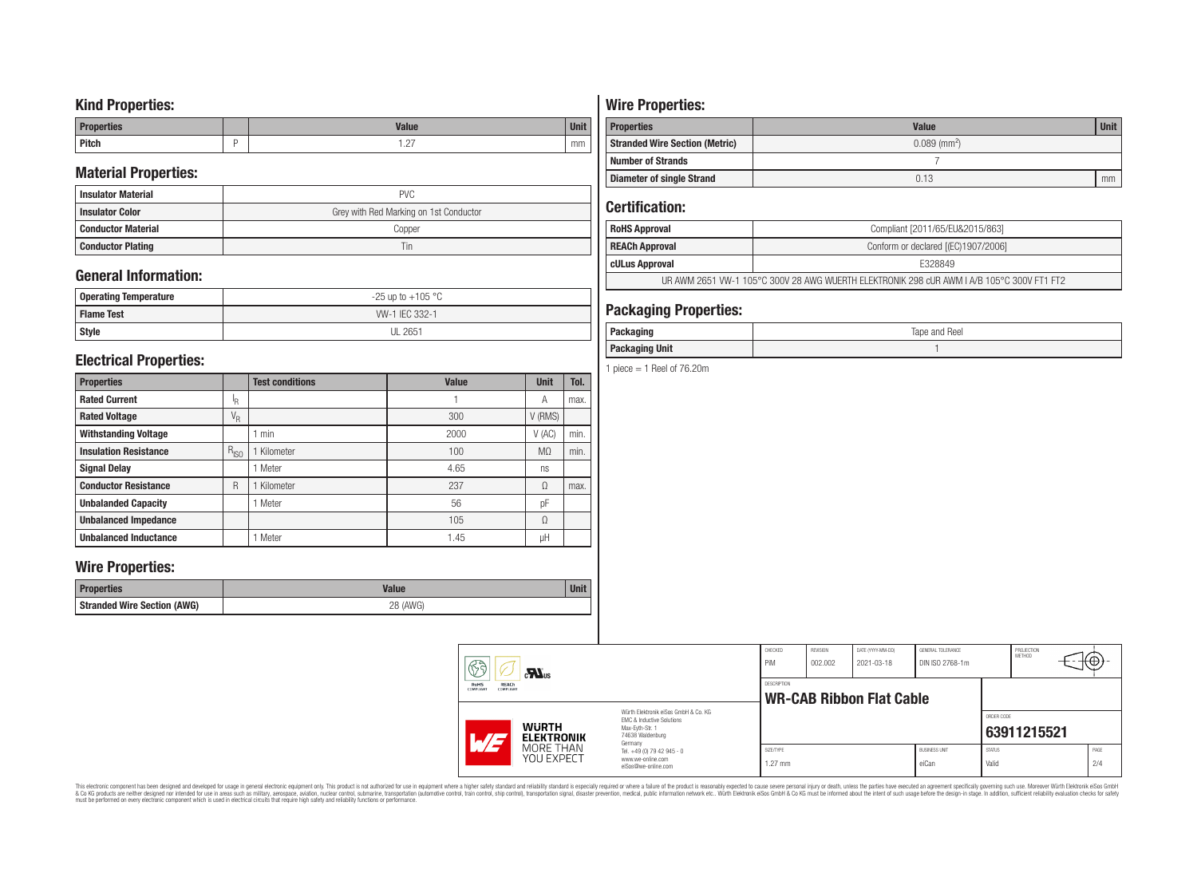## Kind Properties:

| Properties | | Value | Unit |
|---|---|---|---|
| Pitch | P | 1.27 | mm |

## Material Properties:

| | |
|---|---|
| Insulator Material | PVC |
| Insulator Color | Grey with Red Marking on 1st Conductor |
| Conductor Material | Copper |
| Conductor Plating | Tin |

## General Information:

| | |
|---|---|
| Operating Temperature | -25 up to +105 °C |
| Flame Test | VW-1 IEC 332-1 |
| Style | UL 2651 |

## Electrical Properties:

| Properties | | Test conditions | Value | Unit | Tol. |
|---|---|---|---|---|---|
| Rated Current | $I_R$ | | 1 | A | max. |
| Rated Voltage | $V_R$ | | 300 | V (RMS) | |
| Withstanding Voltage | | 1 min | 2000 | V (AC) | min. |
| Insulation Resistance | $R_{ISO}$ | 1 Kilometer | 100 | MΩ | min. |
| Signal Delay | | 1 Meter | 4.65 | ns | |
| Conductor Resistance | R | 1 Kilometer | 237 | Ω | max. |
| Unbalanded Capacity | | 1 Meter | 56 | pF | |
| Unbalanced Impedance | | | 105 | Ω | |
| Unbalanced Inductance | | 1 Meter | 1.45 | µH | |

## Wire Properties:

| Properties | Value | Unit |
|---|---|---|
| Stranded Wire Section (AWG) | 28 (AWG) | |

## Wire Properties:

| Properties | Value | Unit |
|---|---|---|
| Stranded Wire Section (Metric) | 0.089 ($mm^2$) | |
| Number of Strands | 7 | |
| Diameter of single Strand | 0.13 | mm |

## Certification:

| | |
|---|---|
| RoHS Approval | Compliant [2011/65/EU&2015/863] |
| REACh Approval | Conform or declared [(EC)1907/2006] |
| cULus Approval | E328849 |
| UR AWM 2651 VW-1 105°C 300V 28 AWG WUERTH ELEKTRONIK 298 cUR AWM I A/B 105°C 300V FT1 FT2 | |

## Packaging Properties:

| | |
|---|---|
| Packaging | Tape and Reel |
| Packaging Unit | 1 |

1 piece = 1 Reel of 76.20m

| CHECKED | REVISION | DATE (YYYY-MM-DD) | GENERAL TOLERANCE | PROJECTION METHOD |
|---|---|---|---|---|
| PiM | 002.002 | 2021-03-18 | DIN ISO 2768-1m | |

DESCRIPTION: **WR-CAB Ribbon Flat Cable**

ORDER CODE: **63911215521**

| SIZE/TYPE | BUSINESS UNIT | STATUS | PAGE |
|---|---|---|---|
| 1.27 mm | eiCan | Valid | 2/4 |

Würth Elektronik eiSos GmbH & Co. KG
EMC & Inductive Solutions
Max-Eyth-Str. 1
74638 Waldenburg
Germany
Tel. +49 (0) 79 42 945 - 0
www.we-online.com
eiSos@we-online.com

WÜRTH ELEKTRONIK MORE THAN YOU EXPECT

This electronic component has been designed and developed for usage in general electronic equipment only. This product is not authorized for use in equipment where a higher safety standard and reliability standard is especially required or where a failure of the product is reasonably expected to cause severe personal injury or death, unless the parties have executed an agreement specifically governing such use. Moreover Würth Elektronik eiSos GmbH & Co KG products are neither designed nor intended for use in areas such as military, aerospace, aviation, nuclear control, submarine, transportation (automotive control, train control, ship control), transportation signal, disaster prevention, medical, public information network etc.. Würth Elektronik eiSos GmbH & Co KG must be informed about the intent of such usage before the design-in stage. In addition, sufficient reliability evaluation checks for safety must be performed on every electronic component which is used in electrical circuits that require high safety and reliability functions or performance.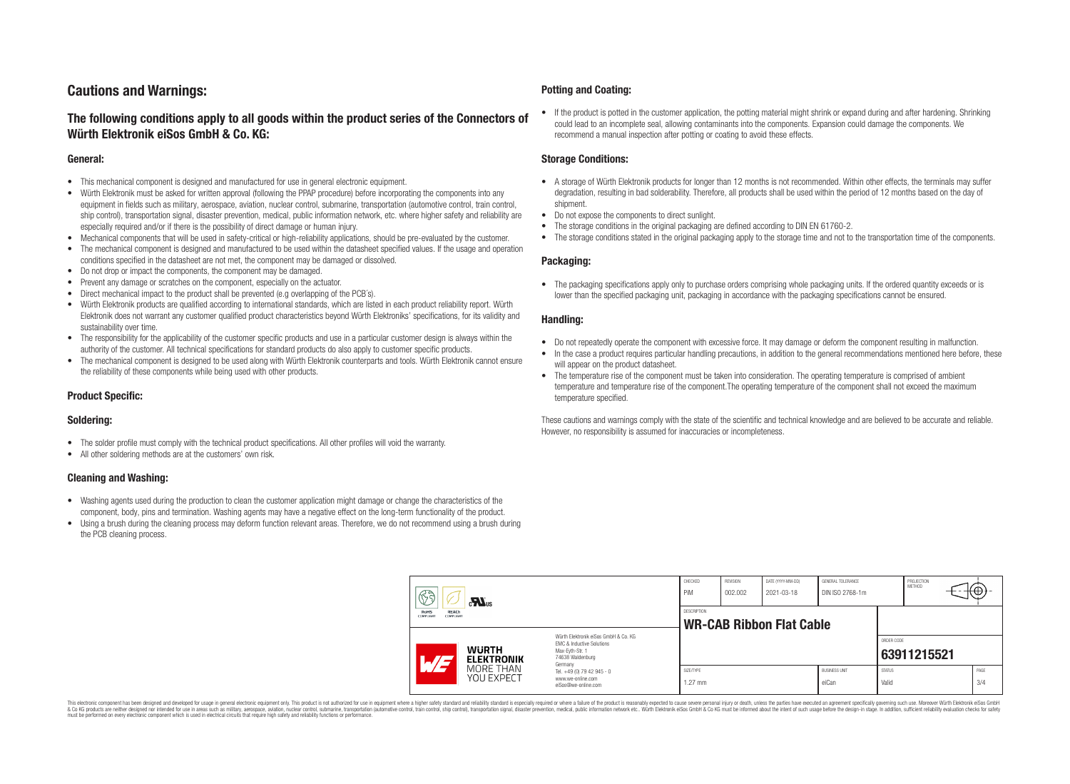# Cautions and Warnings:

## The following conditions apply to all goods within the product series of the Connectors of Würth Elektronik eiSos GmbH & Co. KG:

### General:

- This mechanical component is designed and manufactured for use in general electronic equipment.
- Würth Elektronik must be asked for written approval (following the PPAP procedure) before incorporating the components into any equipment in fields such as military, aerospace, aviation, nuclear control, submarine, transportation (automotive control, train control, ship control), transportation signal, disaster prevention, medical, public information network, etc. where higher safety and reliability are especially required and/or if there is the possibility of direct damage or human injury.
- Mechanical components that will be used in safety-critical or high-reliability applications, should be pre-evaluated by the customer.
- The mechanical component is designed and manufactured to be used within the datasheet specified values. If the usage and operation conditions specified in the datasheet are not met, the component may be damaged or dissolved.
- Do not drop or impact the components, the component may be damaged.
- Prevent any damage or scratches on the component, especially on the actuator.
- Direct mechanical impact to the product shall be prevented (e.g overlapping of the PCB´s).
- Würth Elektronik products are qualified according to international standards, which are listed in each product reliability report. Würth Elektronik does not warrant any customer qualified product characteristics beyond Würth Elektroniks' specifications, for its validity and sustainability over time.
- The responsibility for the applicability of the customer specific products and use in a particular customer design is always within the authority of the customer. All technical specifications for standard products do also apply to customer specific products.
- The mechanical component is designed to be used along with Würth Elektronik counterparts and tools. Würth Elektronik cannot ensure the reliability of these components while being used with other products.

### Product Specific:

### Soldering:

- The solder profile must comply with the technical product specifications. All other profiles will void the warranty.
- All other soldering methods are at the customers' own risk.

### Cleaning and Washing:

- Washing agents used during the production to clean the customer application might damage or change the characteristics of the component, body, pins and termination. Washing agents may have a negative effect on the long-term functionality of the product.
- Using a brush during the cleaning process may deform function relevant areas. Therefore, we do not recommend using a brush during the PCB cleaning process.

### Potting and Coating:

- If the product is potted in the customer application, the potting material might shrink or expand during and after hardening. Shrinking could lead to an incomplete seal, allowing contaminants into the components. Expansion could damage the components. We recommend a manual inspection after potting or coating to avoid these effects.

### Storage Conditions:

- A storage of Würth Elektronik products for longer than 12 months is not recommended. Within other effects, the terminals may suffer degradation, resulting in bad solderability. Therefore, all products shall be used within the period of 12 months based on the day of shipment.
- Do not expose the components to direct sunlight.
- The storage conditions in the original packaging are defined according to DIN EN 61760-2.
- The storage conditions stated in the original packaging apply to the storage time and not to the transportation time of the components.

### Packaging:

- The packaging specifications apply only to purchase orders comprising whole packaging units. If the ordered quantity exceeds or is lower than the specified packaging unit, packaging in accordance with the packaging specifications cannot be ensured.

### Handling:

- Do not repeatedly operate the component with excessive force. It may damage or deform the component resulting in malfunction.
- In the case a product requires particular handling precautions, in addition to the general recommendations mentioned here before, these will appear on the product datasheet.
- The temperature rise of the component must be taken into consideration. The operating temperature is comprised of ambient temperature and temperature rise of the component.The operating temperature of the component shall not exceed the maximum temperature specified.

These cautions and warnings comply with the state of the scientific and technical knowledge and are believed to be accurate and reliable. However, no responsibility is assumed for inaccuracies or incompleteness.

| CHECKED | REVISION | DATE (YYYY-MM-DD) | GENERAL TOLERANCE | PROJECTION METHOD |
|---|---|---|---|---|
| PiM | 002.002 | 2021-03-18 | DIN ISO 2768-1m | |

DESCRIPTION: **WR-CAB Ribbon Flat Cable**

ORDER CODE: **63911215521**

| SIZE/TYPE | BUSINESS UNIT | STATUS | PAGE |
|---|---|---|---|
| 1.27 mm | eiCan | Valid | 3/4 |

Würth Elektronik eiSos GmbH & Co. KG
EMC & Inductive Solutions
Max-Eyth-Str. 1
74638 Waldenburg
Germany
Tel. +49 (0) 79 42 945 - 0
www.we-online.com
eiSos@we-online.com

This electronic component has been designed and developed for usage in general electronic equipment only. This product is not authorized for use in equipment where a higher safety standard and reliability standard is especially required or where a failure of the product is reasonably expected to cause severe personal injury or death, unless the parties have executed an agreement specifically governing such use. Moreover Würth Elektronik eiSos GmbH & Co KG products are neither designed nor intended for use in areas such as military, aerospace, aviation, nuclear control, submarine, transportation (automotive control, train control, ship control), transportation signal, disaster prevention, medical, public information network etc.. Würth Elektronik eiSos GmbH & Co KG must be informed about the intent of such usage before the design-in stage. In addition, sufficient reliability evaluation checks for safety must be performed on every electronic component which is used in electrical circuits that require high safety and reliability functions or performance.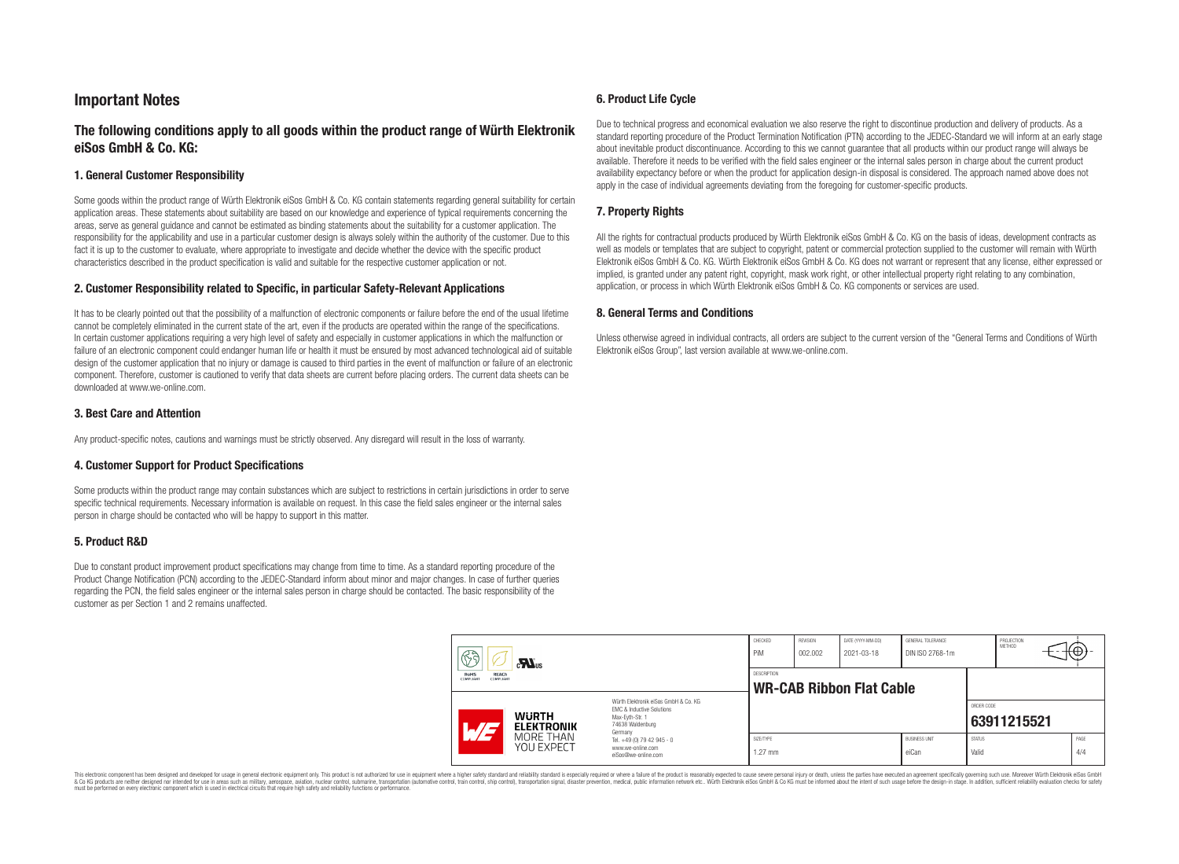# Important Notes

## The following conditions apply to all goods within the product range of Würth Elektronik eiSos GmbH & Co. KG:

### 1. General Customer Responsibility

Some goods within the product range of Würth Elektronik eiSos GmbH & Co. KG contain statements regarding general suitability for certain application areas. These statements about suitability are based on our knowledge and experience of typical requirements concerning the areas, serve as general guidance and cannot be estimated as binding statements about the suitability for a customer application. The responsibility for the applicability and use in a particular customer design is always solely within the authority of the customer. Due to this fact it is up to the customer to evaluate, where appropriate to investigate and decide whether the device with the specific product characteristics described in the product specification is valid and suitable for the respective customer application or not.

### 2. Customer Responsibility related to Specific, in particular Safety-Relevant Applications

It has to be clearly pointed out that the possibility of a malfunction of electronic components or failure before the end of the usual lifetime cannot be completely eliminated in the current state of the art, even if the products are operated within the range of the specifications. In certain customer applications requiring a very high level of safety and especially in customer applications in which the malfunction or failure of an electronic component could endanger human life or health it must be ensured by most advanced technological aid of suitable design of the customer application that no injury or damage is caused to third parties in the event of malfunction or failure of an electronic component. Therefore, customer is cautioned to verify that data sheets are current before placing orders. The current data sheets can be downloaded at www.we-online.com.

### 3. Best Care and Attention

Any product-specific notes, cautions and warnings must be strictly observed. Any disregard will result in the loss of warranty.

### 4. Customer Support for Product Specifications

Some products within the product range may contain substances which are subject to restrictions in certain jurisdictions in order to serve specific technical requirements. Necessary information is available on request. In this case the field sales engineer or the internal sales person in charge should be contacted who will be happy to support in this matter.

### 5. Product R&D

Due to constant product improvement product specifications may change from time to time. As a standard reporting procedure of the Product Change Notification (PCN) according to the JEDEC-Standard inform about minor and major changes. In case of further queries regarding the PCN, the field sales engineer or the internal sales person in charge should be contacted. The basic responsibility of the customer as per Section 1 and 2 remains unaffected.

### 6. Product Life Cycle

Due to technical progress and economical evaluation we also reserve the right to discontinue production and delivery of products. As a standard reporting procedure of the Product Termination Notification (PTN) according to the JEDEC-Standard we will inform at an early stage about inevitable product discontinuance. According to this we cannot guarantee that all products within our product range will always be available. Therefore it needs to be verified with the field sales engineer or the internal sales person in charge about the current product availability expectancy before or when the product for application design-in disposal is considered. The approach named above does not apply in the case of individual agreements deviating from the foregoing for customer-specific products.

### 7. Property Rights

All the rights for contractual products produced by Würth Elektronik eiSos GmbH & Co. KG on the basis of ideas, development contracts as well as models or templates that are subject to copyright, patent or commercial protection supplied to the customer will remain with Würth Elektronik eiSos GmbH & Co. KG. Würth Elektronik eiSos GmbH & Co. KG does not warrant or represent that any license, either expressed or implied, is granted under any patent right, copyright, mask work right, or other intellectual property right relating to any combination, application, or process in which Würth Elektronik eiSos GmbH & Co. KG components or services are used.

### 8. General Terms and Conditions

Unless otherwise agreed in individual contracts, all orders are subject to the current version of the "General Terms and Conditions of Würth Elektronik eiSos Group", last version available at www.we-online.com.

| CHECKED | REVISION | DATE (YYYY-MM-DD) | GENERAL TOLERANCE | PROJECTION METHOD |
|---|---|---|---|---|
| PiM | 002.002 | 2021-03-18 | DIN ISO 2768-1m | |

DESCRIPTION: **WR-CAB Ribbon Flat Cable**

ORDER CODE: **63911215521**

| SIZE/TYPE | BUSINESS UNIT | STATUS | PAGE |
|---|---|---|---|
| 1.27 mm | eiCan | Valid | 4/4 |

Würth Elektronik eiSos GmbH & Co. KG
EMC & Inductive Solutions
Max-Eyth-Str. 1
74638 Waldenburg
Germany
Tel. +49 (0) 79 42 945 - 0
www.we-online.com
eiSos@we-online.com

This electronic component has been designed and developed for usage in general electronic equipment only. This product is not authorized for use in equipment where a higher safety standard and reliability standard is especially required or where a failure of the product is reasonably expected to cause severe personal injury or death, unless the parties have executed an agreement specifically governing such use. Moreover Würth Elektronik eiSos GmbH & Co KG products are neither designed nor intended for use in areas such as military, aerospace, aviation, nuclear control, submarine, transportation (automotive control, train control, ship control), transportation signal, disaster prevention, medical, public information network etc.. Würth Elektronik eiSos GmbH & Co KG must be informed about the intent of such usage before the design-in stage. In addition, sufficient reliability evaluation checks for safety must be performed on every electronic component which is used in electrical circuits that require high safety and reliability functions or performance.